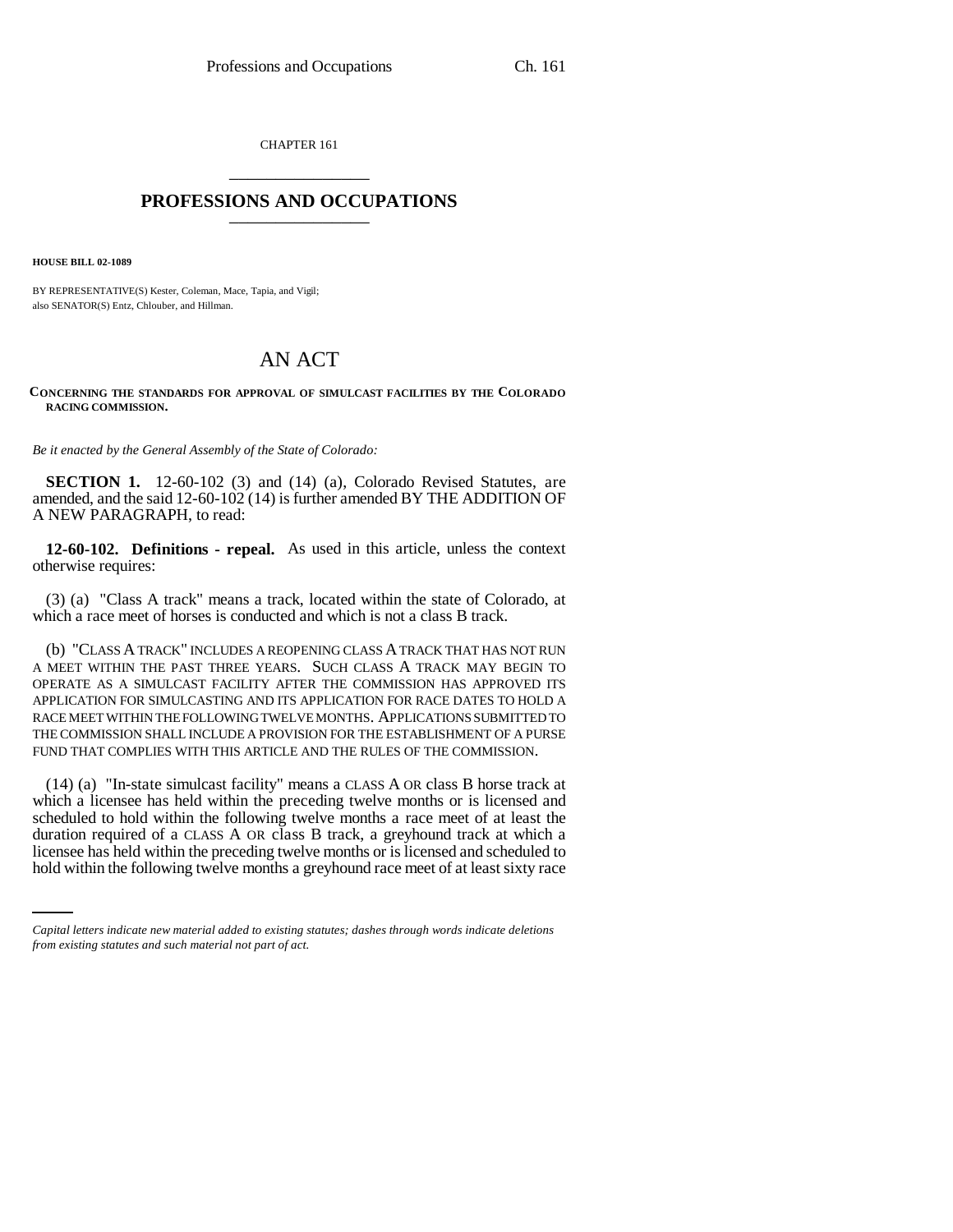CHAPTER 161

# PROFESSIONS AND OCCUPATIONS

**HOUSE BILL 02-1089**

BY REPRESENTATIVE(S) Kester, Coleman, Mace, Tapia, and Vigil;
also SENATOR(S) Entz, Chlouber, and Hillman.

# AN ACT

**CONCERNING THE STANDARDS FOR APPROVAL OF SIMULCAST FACILITIES BY THE COLORADO RACING COMMISSION.**

*Be it enacted by the General Assembly of the State of Colorado:*

**SECTION 1.** 12-60-102 (3) and (14) (a), Colorado Revised Statutes, are amended, and the said 12-60-102 (14) is further amended BY THE ADDITION OF A NEW PARAGRAPH, to read:

**12-60-102. Definitions - repeal.** As used in this article, unless the context otherwise requires:

(3) (a) "Class A track" means a track, located within the state of Colorado, at which a race meet of horses is conducted and which is not a class B track.

(b) "CLASS A TRACK" INCLUDES A REOPENING CLASS A TRACK THAT HAS NOT RUN A MEET WITHIN THE PAST THREE YEARS. SUCH CLASS A TRACK MAY BEGIN TO OPERATE AS A SIMULCAST FACILITY AFTER THE COMMISSION HAS APPROVED ITS APPLICATION FOR SIMULCASTING AND ITS APPLICATION FOR RACE DATES TO HOLD A RACE MEET WITHIN THE FOLLOWING TWELVE MONTHS. APPLICATIONS SUBMITTED TO THE COMMISSION SHALL INCLUDE A PROVISION FOR THE ESTABLISHMENT OF A PURSE FUND THAT COMPLIES WITH THIS ARTICLE AND THE RULES OF THE COMMISSION.

(14) (a) "In-state simulcast facility" means a CLASS A OR class B horse track at which a licensee has held within the preceding twelve months or is licensed and scheduled to hold within the following twelve months a race meet of at least the duration required of a CLASS A OR class B track, a greyhound track at which a licensee has held within the preceding twelve months or is licensed and scheduled to hold within the following twelve months a greyhound race meet of at least sixty race

*Capital letters indicate new material added to existing statutes; dashes through words indicate deletions from existing statutes and such material not part of act.*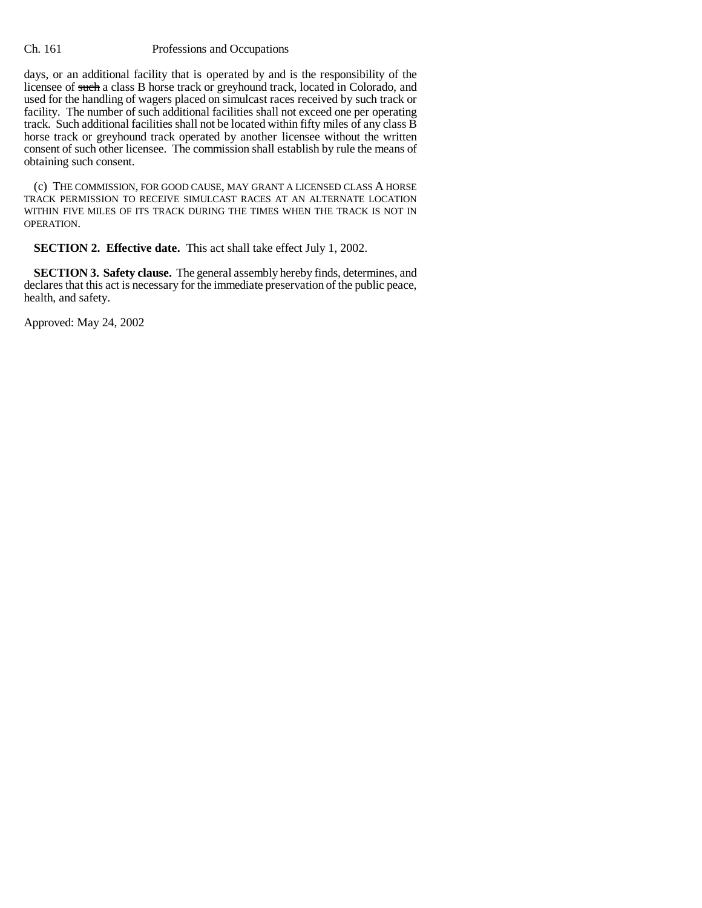days, or an additional facility that is operated by and is the responsibility of the licensee of ~~such~~ a class B horse track or greyhound track, located in Colorado, and used for the handling of wagers placed on simulcast races received by such track or facility. The number of such additional facilities shall not exceed one per operating track. Such additional facilities shall not be located within fifty miles of any class B horse track or greyhound track operated by another licensee without the written consent of such other licensee. The commission shall establish by rule the means of obtaining such consent.

(c) THE COMMISSION, FOR GOOD CAUSE, MAY GRANT A LICENSED CLASS A HORSE TRACK PERMISSION TO RECEIVE SIMULCAST RACES AT AN ALTERNATE LOCATION WITHIN FIVE MILES OF ITS TRACK DURING THE TIMES WHEN THE TRACK IS NOT IN OPERATION.

**SECTION 2. Effective date.** This act shall take effect July 1, 2002.

**SECTION 3. Safety clause.** The general assembly hereby finds, determines, and declares that this act is necessary for the immediate preservation of the public peace, health, and safety.

Approved: May 24, 2002